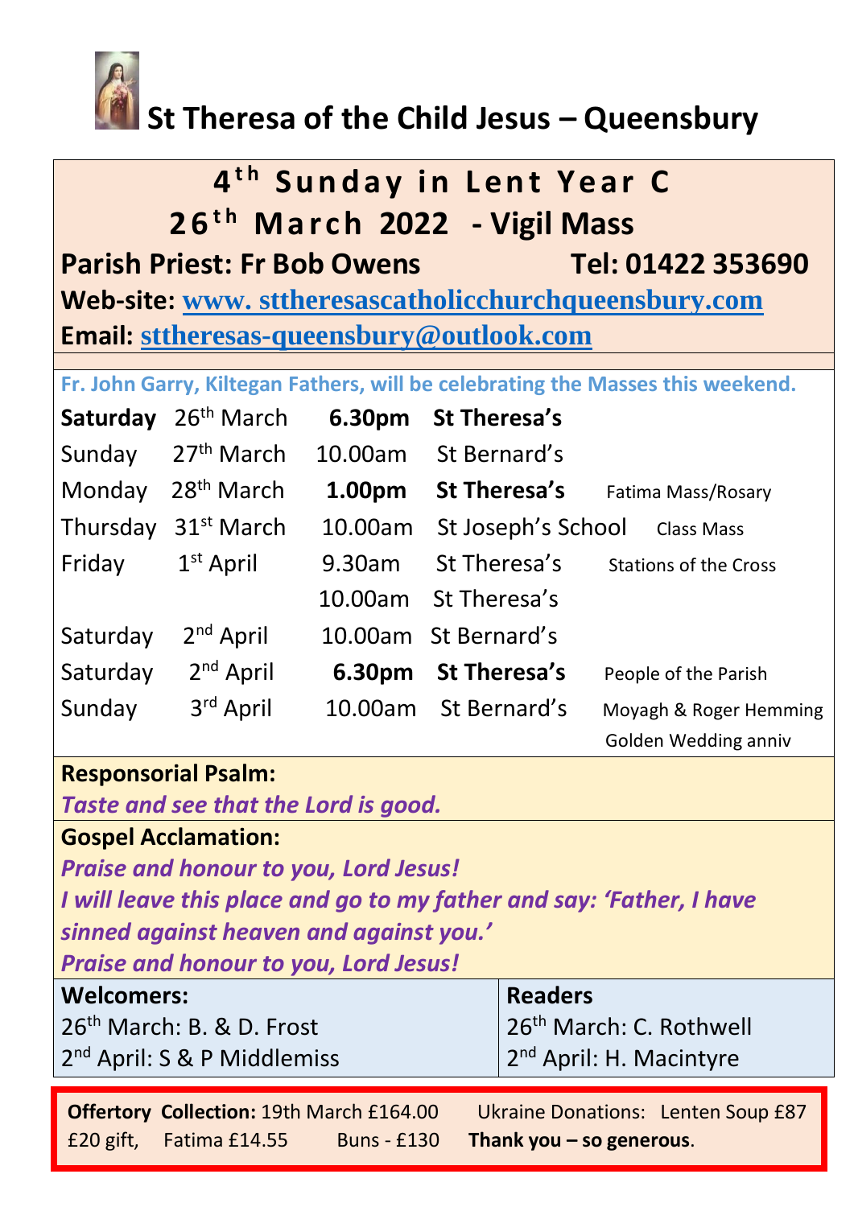# St Theresa of the Child Jesus – Queensbury

## 4th Sunday in Lent Year C
## 26th March 2022 - Vigil Mass

**Parish Priest: Fr Bob Owens** **Tel: 01422 353690**

**Web-site:** www. sttheresascatholicchurchqueensbury.com

**Email:** sttheresas-queensbury@outlook.com

**Fr. John Garry, Kiltegan Fathers, will be celebrating the Masses this weekend.**

| | | | | |
|---|---|---|---|---|
| **Saturday** | 26th March | **6.30pm** | **St Theresa's** | |
| Sunday | 27th March | 10.00am | St Bernard's | |
| Monday | 28th March | **1.00pm** | **St Theresa's** | Fatima Mass/Rosary |
| Thursday | 31st March | 10.00am | St Joseph's School | Class Mass |
| Friday | 1st April | 9.30am | St Theresa's | Stations of the Cross |
| | | 10.00am | St Theresa's | |
| Saturday | 2nd April | 10.00am | St Bernard's | |
| Saturday | 2nd April | **6.30pm** | **St Theresa's** | People of the Parish |
| Sunday | 3rd April | 10.00am | St Bernard's | Moyagh & Roger Hemming Golden Wedding anniv |

**Responsorial Psalm:**

***Taste and see that the Lord is good.***

**Gospel Acclamation:**

***Praise and honour to you, Lord Jesus!***
***I will leave this place and go to my father and say: 'Father, I have sinned against heaven and against you.'***
***Praise and honour to you, Lord Jesus!***

| **Welcomers:** | **Readers** |
|---|---|
| 26th March: B. & D. Frost | 26th March: C. Rothwell |
| 2nd April: S & P Middlemiss | 2nd April: H. Macintyre |

**Offertory Collection:** 19th March £164.00 Ukraine Donations: Lenten Soup £87 £20 gift, Fatima £14.55 Buns - £130 **Thank you – so generous**.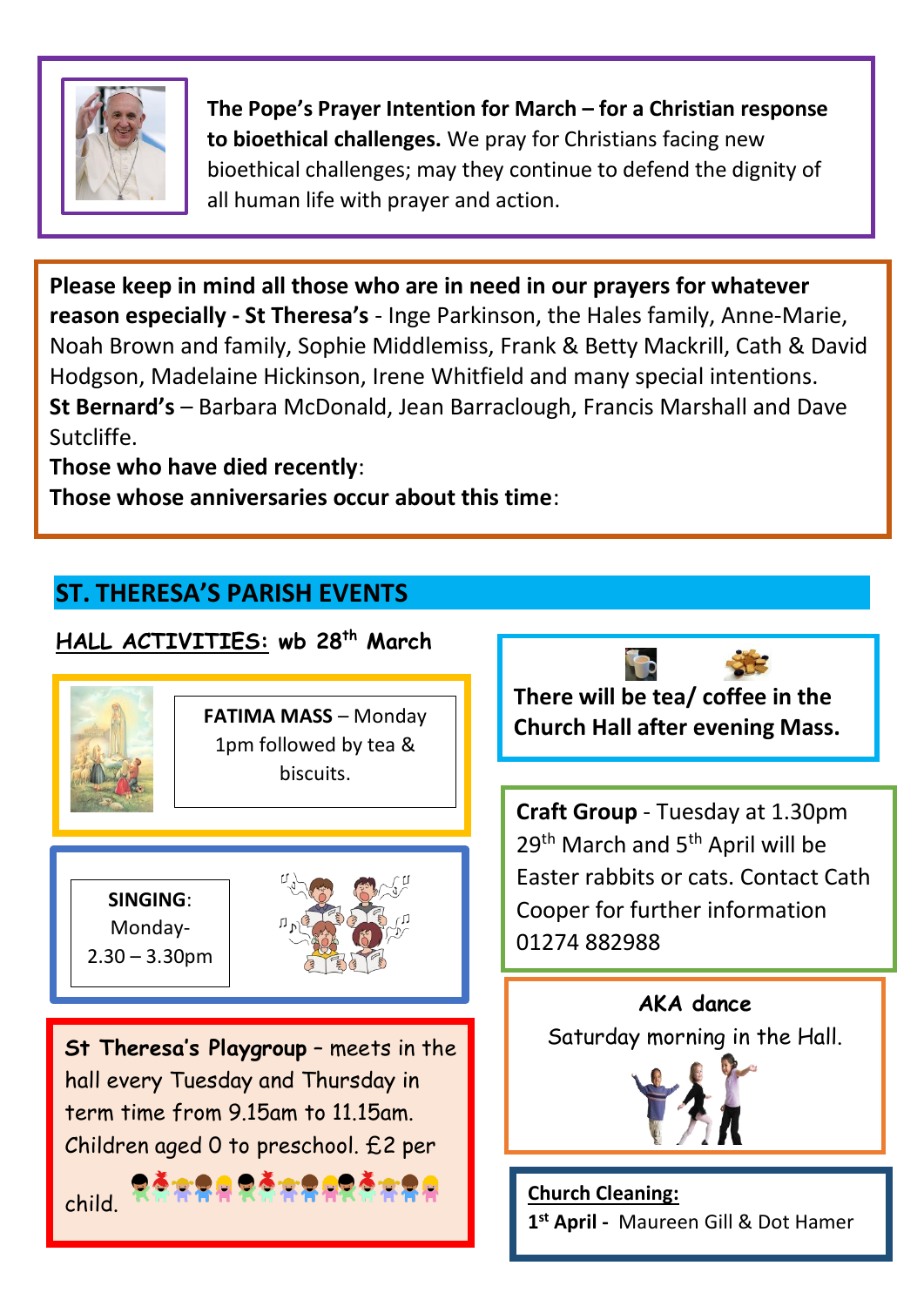**The Pope's Prayer Intention for March – for a Christian response to bioethical challenges.** We pray for Christians facing new bioethical challenges; may they continue to defend the dignity of all human life with prayer and action.

**Please keep in mind all those who are in need in our prayers for whatever reason especially - St Theresa's** - Inge Parkinson, the Hales family, Anne-Marie, Noah Brown and family, Sophie Middlemiss, Frank & Betty Mackrill, Cath & David Hodgson, Madelaine Hickinson, Irene Whitfield and many special intentions.
**St Bernard's** – Barbara McDonald, Jean Barraclough, Francis Marshall and Dave Sutcliffe.
**Those who have died recently**:
**Those whose anniversaries occur about this time**:

## ST. THERESA'S PARISH EVENTS

**HALL ACTIVITIES: wb 28th March**

**FATIMA MASS** – Monday 1pm followed by tea & biscuits.

**SINGING**: Monday- 2.30 – 3.30pm

**St Theresa's Playgroup** – meets in the hall every Tuesday and Thursday in term time from 9.15am to 11.15am. Children aged 0 to preschool. £2 per child.

**There will be tea/ coffee in the Church Hall after evening Mass.**

**Craft Group** - Tuesday at 1.30pm 29th March and 5th April will be Easter rabbits or cats. Contact Cath Cooper for further information 01274 882988

**AKA dance**
Saturday morning in the Hall.

**Church Cleaning:**
**1st April -** Maureen Gill & Dot Hamer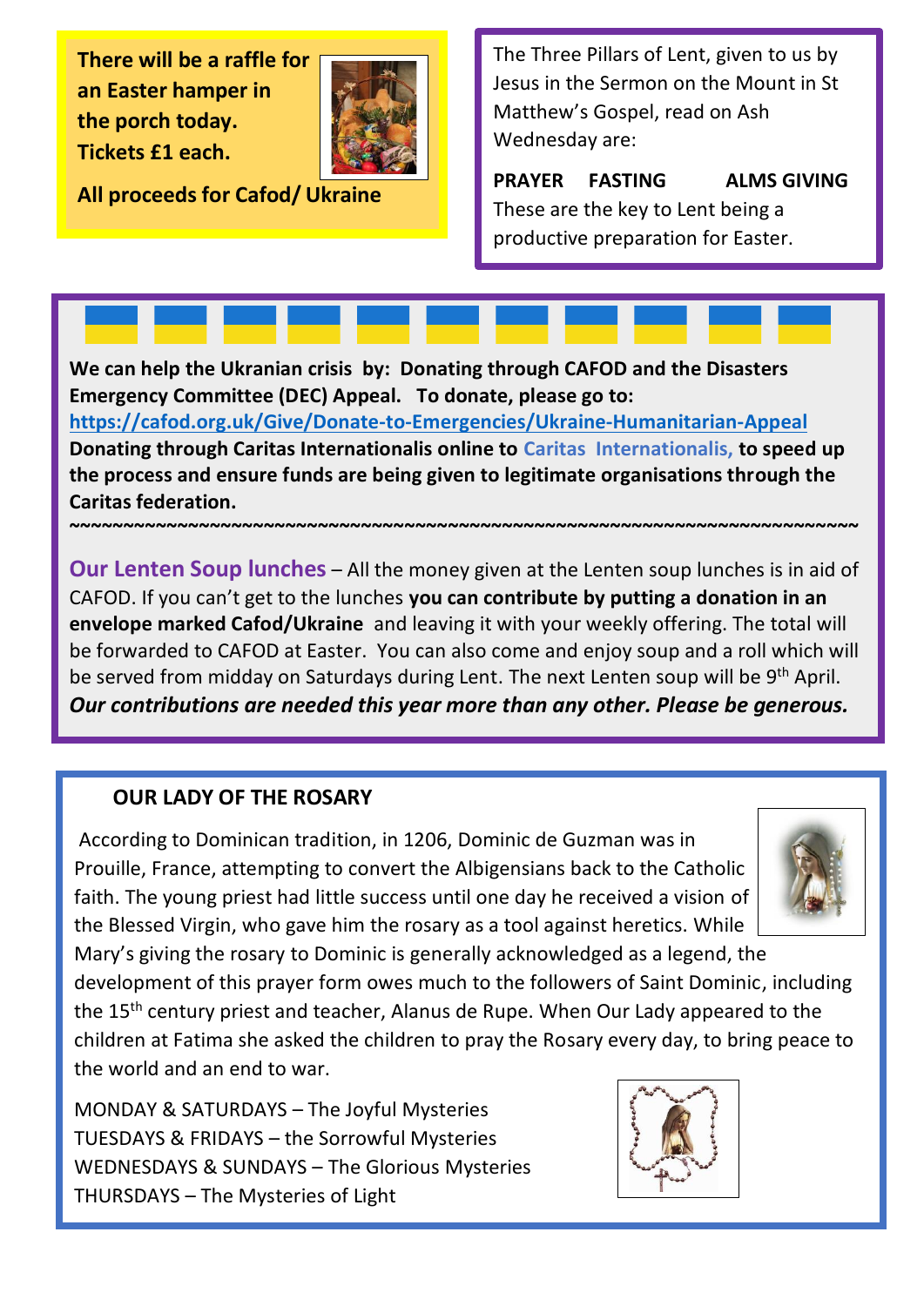**There will be a raffle for an Easter hamper in the porch today. Tickets £1 each.**

**All proceeds for Cafod/ Ukraine**

The Three Pillars of Lent, given to us by Jesus in the Sermon on the Mount in St Matthew's Gospel, read on Ash Wednesday are:

**PRAYER FASTING ALMS GIVING**

These are the key to Lent being a productive preparation for Easter.

**We can help the Ukranian crisis by: Donating through CAFOD and the Disasters Emergency Committee (DEC) Appeal. To donate, please go to:**
**https://cafod.org.uk/Give/Donate-to-Emergencies/Ukraine-Humanitarian-Appeal**
**Donating through Caritas Internationalis online to Caritas Internationalis, to speed up the process and ensure funds are being given to legitimate organisations through the Caritas federation.**

~~~~~~~~~~~~~~~~~~~~~~~~~~~~~~~~~~~~~~~~~~~~~~~~~~~~~~~~~~~~~~~~~~~~~~~~

**Our Lenten Soup lunches** – All the money given at the Lenten soup lunches is in aid of CAFOD. If you can't get to the lunches **you can contribute by putting a donation in an envelope marked Cafod/Ukraine** and leaving it with your weekly offering. The total will be forwarded to CAFOD at Easter. You can also come and enjoy soup and a roll which will be served from midday on Saturdays during Lent. The next Lenten soup will be 9th April.
***Our contributions are needed this year more than any other. Please be generous.***

## OUR LADY OF THE ROSARY

According to Dominican tradition, in 1206, Dominic de Guzman was in Prouille, France, attempting to convert the Albigensians back to the Catholic faith. The young priest had little success until one day he received a vision of the Blessed Virgin, who gave him the rosary as a tool against heretics. While Mary's giving the rosary to Dominic is generally acknowledged as a legend, the development of this prayer form owes much to the followers of Saint Dominic, including the 15th century priest and teacher, Alanus de Rupe. When Our Lady appeared to the children at Fatima she asked the children to pray the Rosary every day, to bring peace to the world and an end to war.

MONDAY & SATURDAYS – The Joyful Mysteries
TUESDAYS & FRIDAYS – the Sorrowful Mysteries
WEDNESDAYS & SUNDAYS – The Glorious Mysteries
THURSDAYS – The Mysteries of Light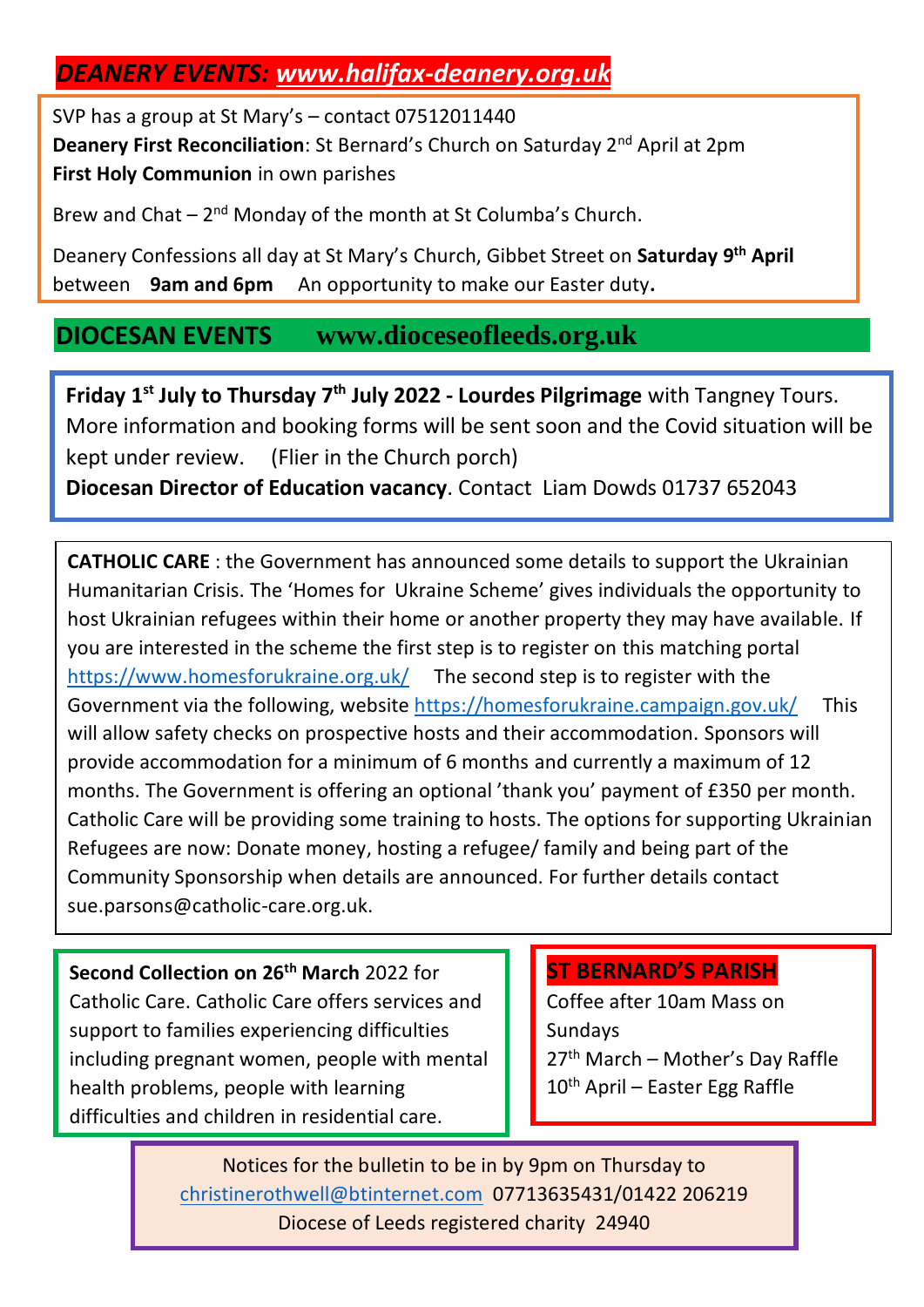## *DEANERY EVENTS: www.halifax-deanery.org.uk*

SVP has a group at St Mary's – contact 07512011440

**Deanery First Reconciliation**: St Bernard's Church on Saturday 2nd April at 2pm

**First Holy Communion** in own parishes

Brew and Chat – 2nd Monday of the month at St Columba's Church.

Deanery Confessions all day at St Mary's Church, Gibbet Street on **Saturday 9th April** between **9am and 6pm** An opportunity to make our Easter duty**.**

## DIOCESAN EVENTS www.dioceseofleeds.org.uk

**Friday 1st July to Thursday 7th July 2022 - Lourdes Pilgrimage** with Tangney Tours. More information and booking forms will be sent soon and the Covid situation will be kept under review. (Flier in the Church porch)

**Diocesan Director of Education vacancy**. Contact Liam Dowds 01737 652043

**CATHOLIC CARE** : the Government has announced some details to support the Ukrainian Humanitarian Crisis. The 'Homes for Ukraine Scheme' gives individuals the opportunity to host Ukrainian refugees within their home or another property they may have available. If you are interested in the scheme the first step is to register on this matching portal https://www.homesforukraine.org.uk/ The second step is to register with the Government via the following, website https://homesforukraine.campaign.gov.uk/ This will allow safety checks on prospective hosts and their accommodation. Sponsors will provide accommodation for a minimum of 6 months and currently a maximum of 12 months. The Government is offering an optional 'thank you' payment of £350 per month. Catholic Care will be providing some training to hosts. The options for supporting Ukrainian Refugees are now: Donate money, hosting a refugee/ family and being part of the Community Sponsorship when details are announced. For further details contact sue.parsons@catholic-care.org.uk.

**Second Collection on 26th March** 2022 for Catholic Care. Catholic Care offers services and support to families experiencing difficulties including pregnant women, people with mental health problems, people with learning difficulties and children in residential care.

## ST BERNARD'S PARISH

Coffee after 10am Mass on Sundays

27th March – Mother's Day Raffle

10th April – Easter Egg Raffle

Notices for the bulletin to be in by 9pm on Thursday to christinerothwell@btinternet.com 07713635431/01422 206219

Diocese of Leeds registered charity 24940